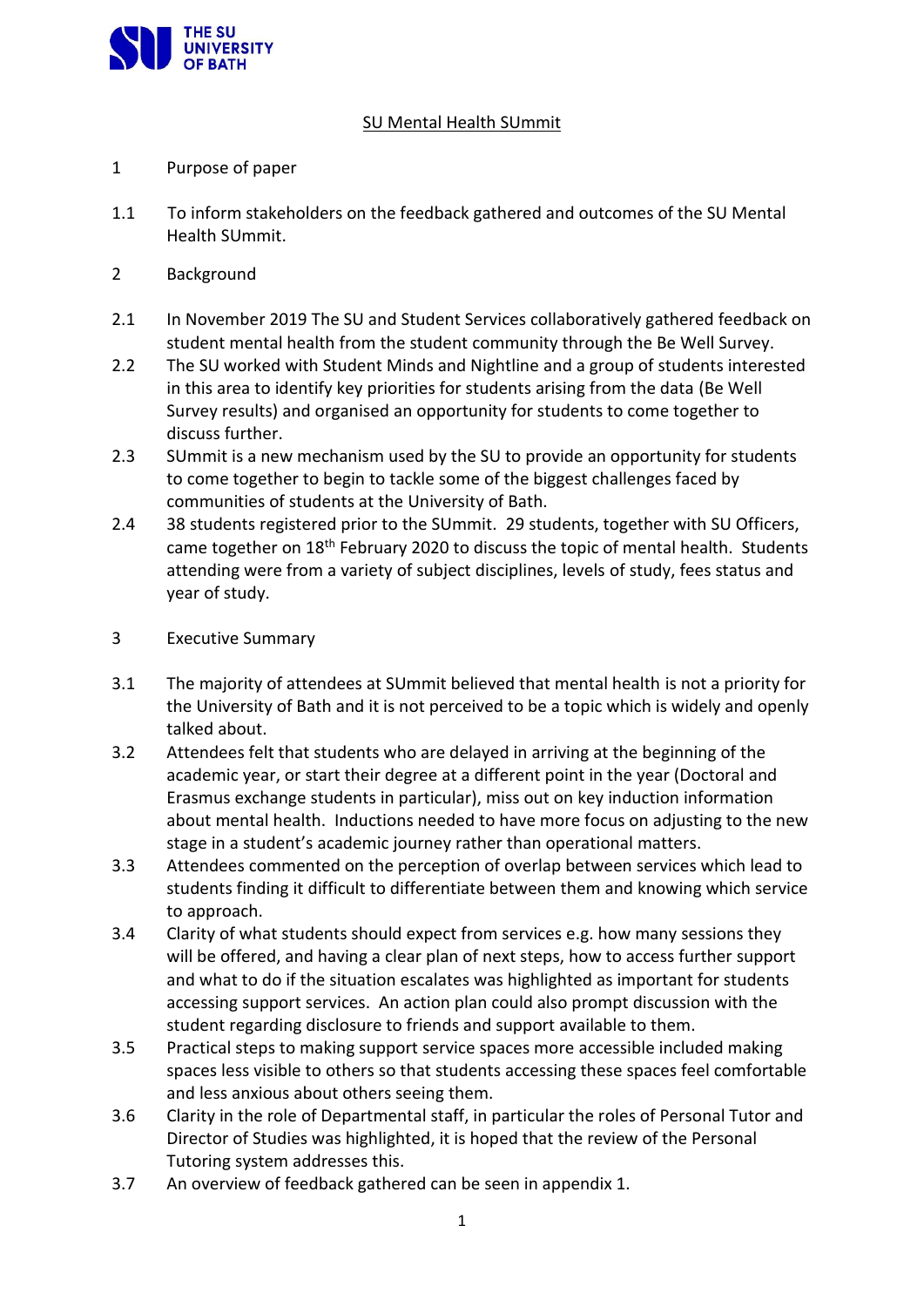# SU Mental Health SUmmit

## 1 Purpose of paper

1.1 To inform stakeholders on the feedback gathered and outcomes of the SU Mental Health SUmmit.

## 2 Background

2.1 In November 2019 The SU and Student Services collaboratively gathered feedback on student mental health from the student community through the Be Well Survey.

2.2 The SU worked with Student Minds and Nightline and a group of students interested in this area to identify key priorities for students arising from the data (Be Well Survey results) and organised an opportunity for students to come together to discuss further.

2.3 SUmmit is a new mechanism used by the SU to provide an opportunity for students to come together to begin to tackle some of the biggest challenges faced by communities of students at the University of Bath.

2.4 38 students registered prior to the SUmmit. 29 students, together with SU Officers, came together on 18th February 2020 to discuss the topic of mental health. Students attending were from a variety of subject disciplines, levels of study, fees status and year of study.

## 3 Executive Summary

3.1 The majority of attendees at SUmmit believed that mental health is not a priority for the University of Bath and it is not perceived to be a topic which is widely and openly talked about.

3.2 Attendees felt that students who are delayed in arriving at the beginning of the academic year, or start their degree at a different point in the year (Doctoral and Erasmus exchange students in particular), miss out on key induction information about mental health. Inductions needed to have more focus on adjusting to the new stage in a student's academic journey rather than operational matters.

3.3 Attendees commented on the perception of overlap between services which lead to students finding it difficult to differentiate between them and knowing which service to approach.

3.4 Clarity of what students should expect from services e.g. how many sessions they will be offered, and having a clear plan of next steps, how to access further support and what to do if the situation escalates was highlighted as important for students accessing support services. An action plan could also prompt discussion with the student regarding disclosure to friends and support available to them.

3.5 Practical steps to making support service spaces more accessible included making spaces less visible to others so that students accessing these spaces feel comfortable and less anxious about others seeing them.

3.6 Clarity in the role of Departmental staff, in particular the roles of Personal Tutor and Director of Studies was highlighted, it is hoped that the review of the Personal Tutoring system addresses this.

3.7 An overview of feedback gathered can be seen in appendix 1.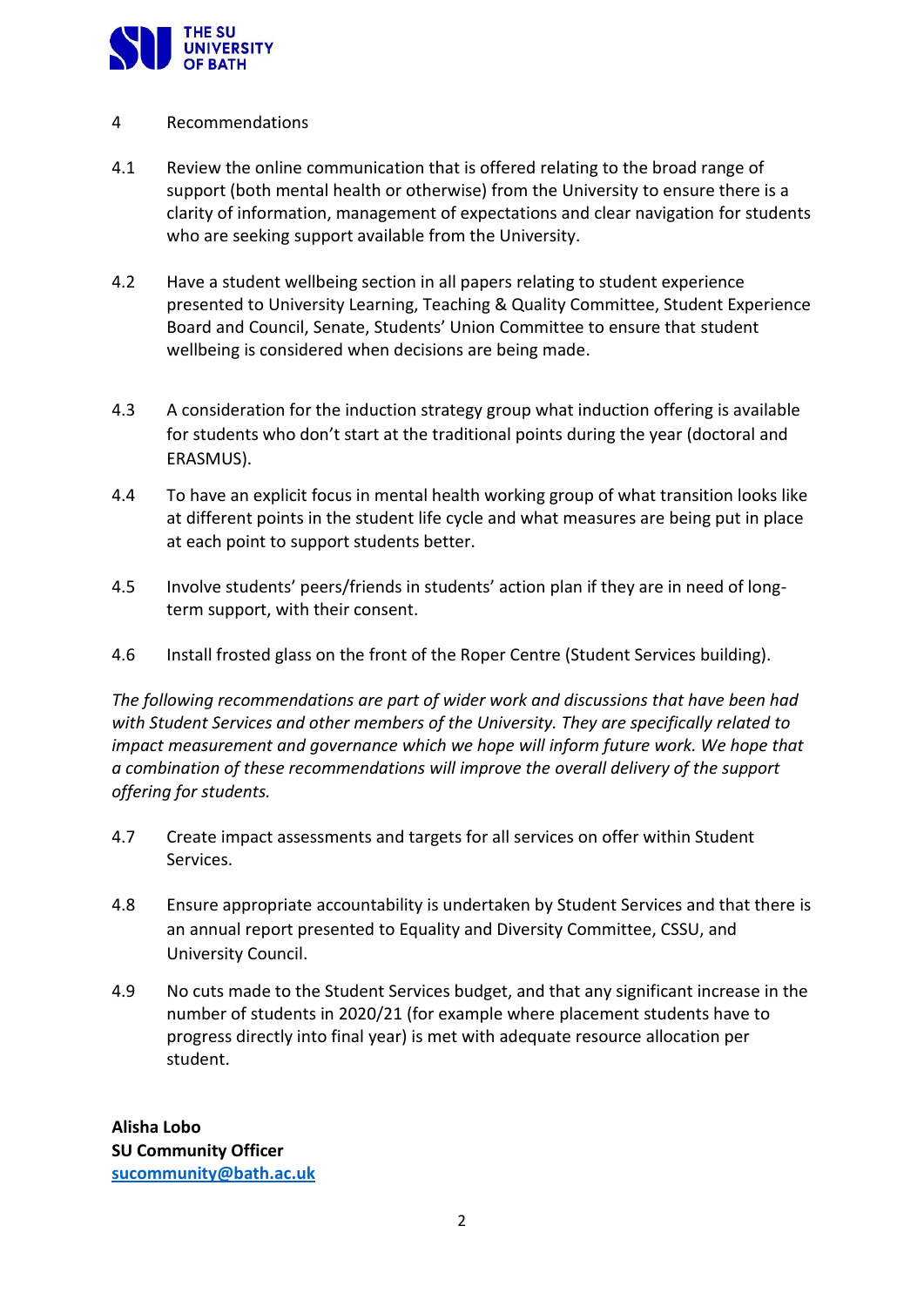## 4 Recommendations

4.1 Review the online communication that is offered relating to the broad range of support (both mental health or otherwise) from the University to ensure there is a clarity of information, management of expectations and clear navigation for students who are seeking support available from the University.

4.2 Have a student wellbeing section in all papers relating to student experience presented to University Learning, Teaching & Quality Committee, Student Experience Board and Council, Senate, Students' Union Committee to ensure that student wellbeing is considered when decisions are being made.

4.3 A consideration for the induction strategy group what induction offering is available for students who don't start at the traditional points during the year (doctoral and ERASMUS).

4.4 To have an explicit focus in mental health working group of what transition looks like at different points in the student life cycle and what measures are being put in place at each point to support students better.

4.5 Involve students' peers/friends in students' action plan if they are in need of long-term support, with their consent.

4.6 Install frosted glass on the front of the Roper Centre (Student Services building).

*The following recommendations are part of wider work and discussions that have been had with Student Services and other members of the University. They are specifically related to impact measurement and governance which we hope will inform future work. We hope that a combination of these recommendations will improve the overall delivery of the support offering for students.*

4.7 Create impact assessments and targets for all services on offer within Student Services.

4.8 Ensure appropriate accountability is undertaken by Student Services and that there is an annual report presented to Equality and Diversity Committee, CSSU, and University Council.

4.9 No cuts made to the Student Services budget, and that any significant increase in the number of students in 2020/21 (for example where placement students have to progress directly into final year) is met with adequate resource allocation per student.

**Alisha Lobo**
**SU Community Officer**
**sucommunity@bath.ac.uk**